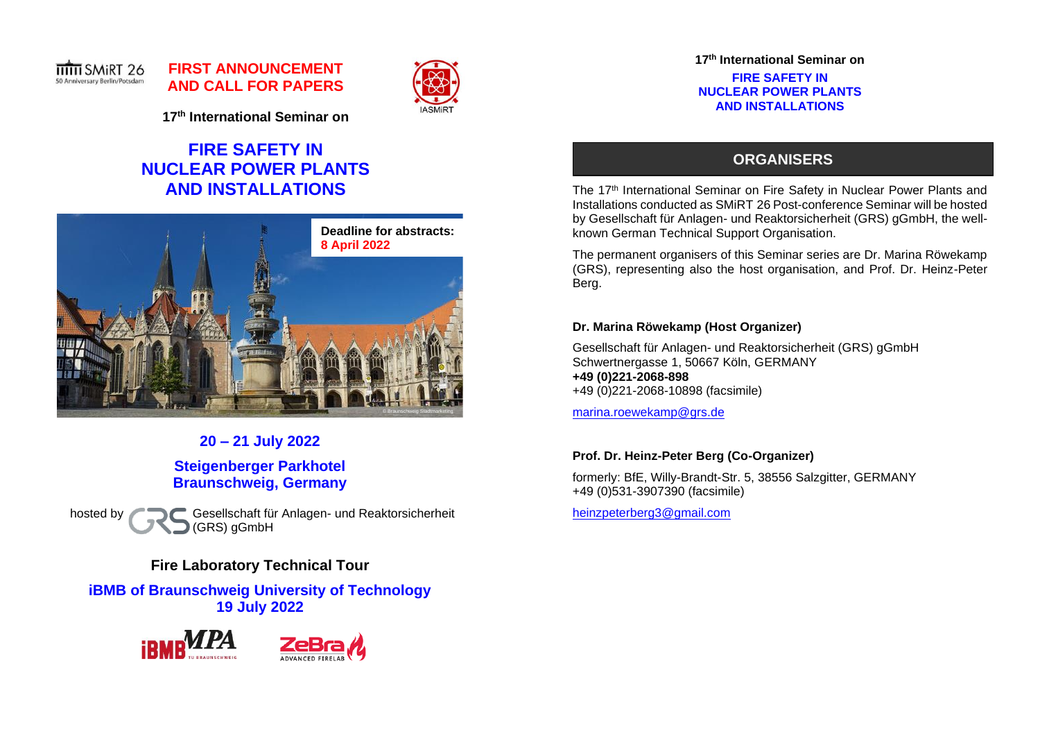SMiRT 26
50 Anniversary Berlin/Potsdam

**FIRST ANNOUNCEMENT AND CALL FOR PAPERS**

IASMiRT

**17th International Seminar on**

# FIRE SAFETY IN NUCLEAR POWER PLANTS AND INSTALLATIONS

**Deadline for abstracts:**
**8 April 2022**

© Braunschweig Stadtmarketing

**20 – 21 July 2022**

**Steigenberger Parkhotel**
**Braunschweig, Germany**

hosted by GRS Gesellschaft für Anlagen- und Reaktorsicherheit (GRS) gGmbH

**Fire Laboratory Technical Tour**

**iBMB of Braunschweig University of Technology**
**19 July 2022**

iBMB MPA TU BRAUNSCHWEIG — ZeBra ADVANCED FIRELAB

**17th International Seminar on**

**FIRE SAFETY IN NUCLEAR POWER PLANTS AND INSTALLATIONS**

## ORGANISERS

The 17th International Seminar on Fire Safety in Nuclear Power Plants and Installations conducted as SMiRT 26 Post-conference Seminar will be hosted by Gesellschaft für Anlagen- und Reaktorsicherheit (GRS) gGmbH, the well-known German Technical Support Organisation.

The permanent organisers of this Seminar series are Dr. Marina Röwekamp (GRS), representing also the host organisation, and Prof. Dr. Heinz-Peter Berg.

**Dr. Marina Röwekamp (Host Organizer)**

Gesellschaft für Anlagen- und Reaktorsicherheit (GRS) gGmbH
Schwertnergasse 1, 50667 Köln, GERMANY
**+49 (0)221-2068-898**
+49 (0)221-2068-10898 (facsimile)

marina.roewekamp@grs.de

**Prof. Dr. Heinz-Peter Berg (Co-Organizer)**

formerly: BfE, Willy-Brandt-Str. 5, 38556 Salzgitter, GERMANY
+49 (0)531-3907390 (facsimile)

heinzpeterberg3@gmail.com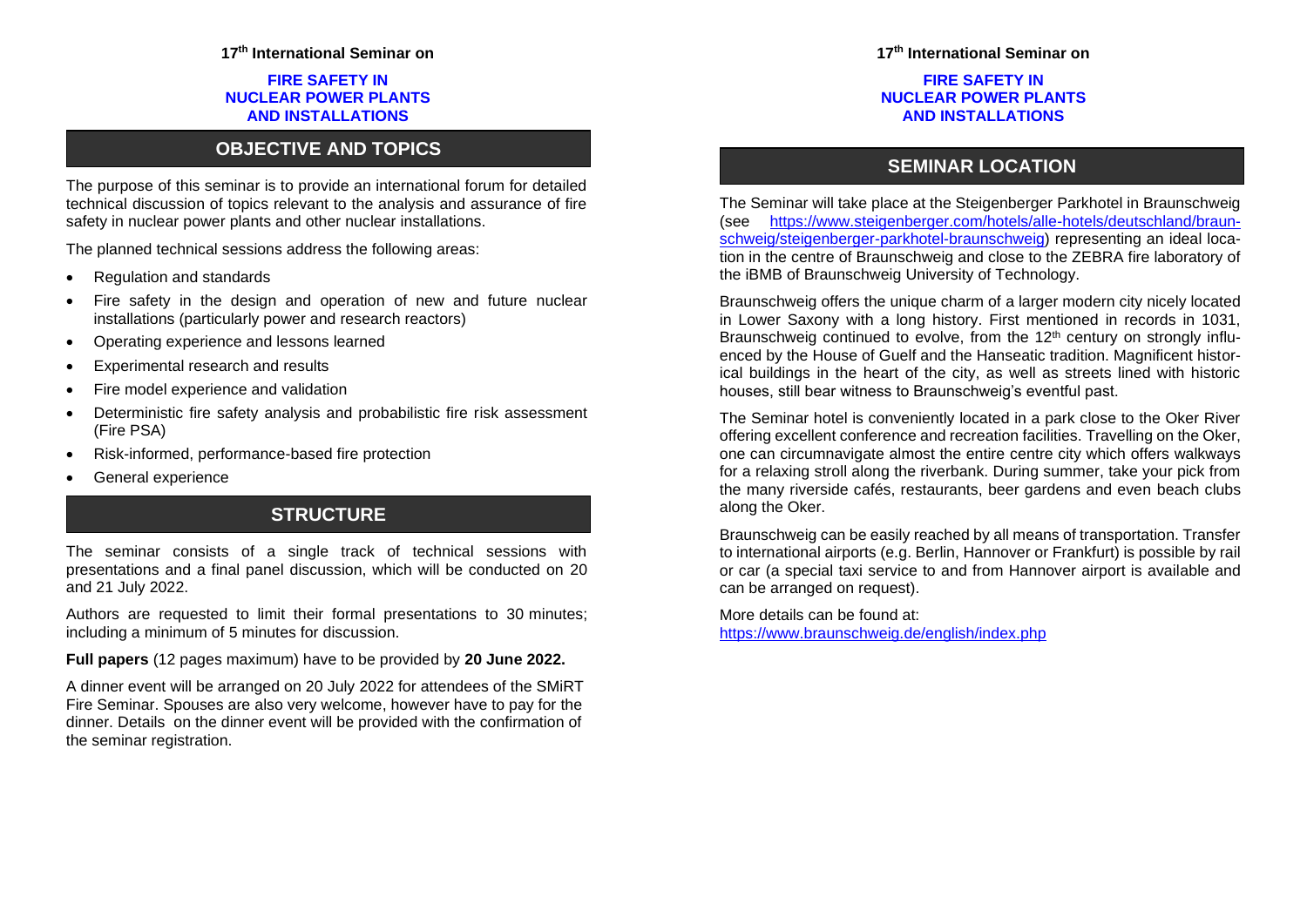## 17th International Seminar on

### FIRE SAFETY IN NUCLEAR POWER PLANTS AND INSTALLATIONS

## OBJECTIVE AND TOPICS

The purpose of this seminar is to provide an international forum for detailed technical discussion of topics relevant to the analysis and assurance of fire safety in nuclear power plants and other nuclear installations.

The planned technical sessions address the following areas:

- Regulation and standards
- Fire safety in the design and operation of new and future nuclear installations (particularly power and research reactors)
- Operating experience and lessons learned
- Experimental research and results
- Fire model experience and validation
- Deterministic fire safety analysis and probabilistic fire risk assessment (Fire PSA)
- Risk-informed, performance-based fire protection
- General experience

## STRUCTURE

The seminar consists of a single track of technical sessions with presentations and a final panel discussion, which will be conducted on 20 and 21 July 2022.

Authors are requested to limit their formal presentations to 30 minutes; including a minimum of 5 minutes for discussion.

**Full papers** (12 pages maximum) have to be provided by **20 June 2022.**

A dinner event will be arranged on 20 July 2022 for attendees of the SMiRT Fire Seminar. Spouses are also very welcome, however have to pay for the dinner. Details on the dinner event will be provided with the confirmation of the seminar registration.

## 17th International Seminar on

### FIRE SAFETY IN NUCLEAR POWER PLANTS AND INSTALLATIONS

## SEMINAR LOCATION

The Seminar will take place at the Steigenberger Parkhotel in Braunschweig (see https://www.steigenberger.com/hotels/alle-hotels/deutschland/braunschweig/steigenberger-parkhotel-braunschweig) representing an ideal location in the centre of Braunschweig and close to the ZEBRA fire laboratory of the iBMB of Braunschweig University of Technology.

Braunschweig offers the unique charm of a larger modern city nicely located in Lower Saxony with a long history. First mentioned in records in 1031, Braunschweig continued to evolve, from the 12th century on strongly influenced by the House of Guelf and the Hanseatic tradition. Magnificent historical buildings in the heart of the city, as well as streets lined with historic houses, still bear witness to Braunschweig's eventful past.

The Seminar hotel is conveniently located in a park close to the Oker River offering excellent conference and recreation facilities. Travelling on the Oker, one can circumnavigate almost the entire centre city which offers walkways for a relaxing stroll along the riverbank. During summer, take your pick from the many riverside cafés, restaurants, beer gardens and even beach clubs along the Oker.

Braunschweig can be easily reached by all means of transportation. Transfer to international airports (e.g. Berlin, Hannover or Frankfurt) is possible by rail or car (a special taxi service to and from Hannover airport is available and can be arranged on request).

More details can be found at:
https://www.braunschweig.de/english/index.php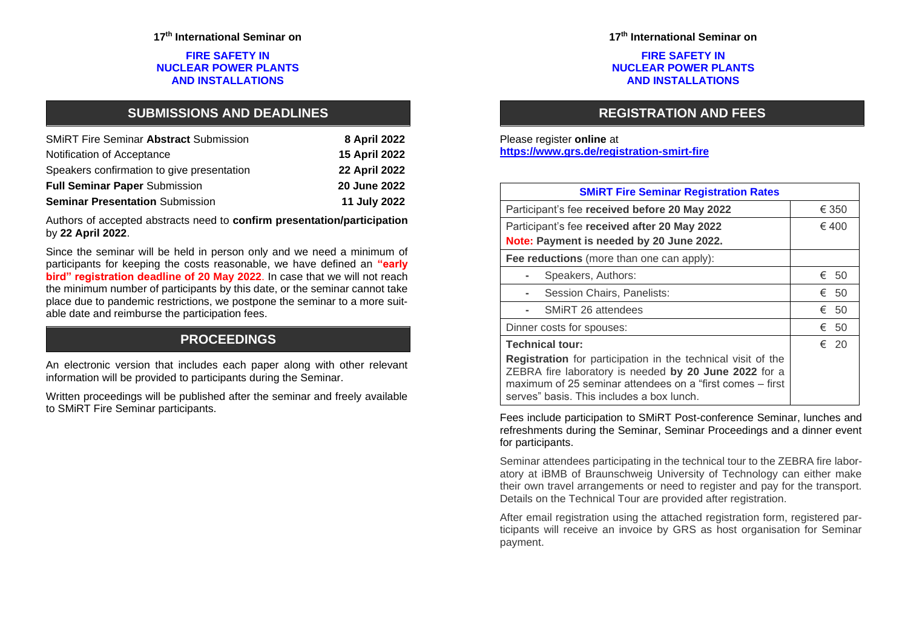17th International Seminar on

**FIRE SAFETY IN NUCLEAR POWER PLANTS AND INSTALLATIONS**

## SUBMISSIONS AND DEADLINES

| | |
|---|---|
| SMiRT Fire Seminar **Abstract** Submission | **8 April 2022** |
| Notification of Acceptance | **15 April 2022** |
| Speakers confirmation to give presentation | **22 April 2022** |
| **Full Seminar Paper** Submission | **20 June 2022** |
| **Seminar Presentation** Submission | **11 July 2022** |

Authors of accepted abstracts need to **confirm presentation/participation** by **22 April 2022**.

Since the seminar will be held in person only and we need a minimum of participants for keeping the costs reasonable, we have defined an **"early bird" registration deadline of 20 May 2022**. In case that we will not reach the minimum number of participants by this date, or the seminar cannot take place due to pandemic restrictions, we postpone the seminar to a more suitable date and reimburse the participation fees.

## PROCEEDINGS

An electronic version that includes each paper along with other relevant information will be provided to participants during the Seminar.

Written proceedings will be published after the seminar and freely available to SMiRT Fire Seminar participants.

17th International Seminar on

**FIRE SAFETY IN NUCLEAR POWER PLANTS AND INSTALLATIONS**

## REGISTRATION AND FEES

Please register **online** at
**https://www.grs.de/registration-smirt-fire**

| SMiRT Fire Seminar Registration Rates | |
|---|---|
| Participant's fee **received before 20 May 2022** | € 350 |
| Participant's fee **received after 20 May 2022**<br>**Note: Payment is needed by 20 June 2022.** | € 400 |
| **Fee reductions** (more than one can apply): | |
| - Speakers, Authors: | € 50 |
| - Session Chairs, Panelists: | € 50 |
| - SMiRT 26 attendees | € 50 |
| Dinner costs for spouses: | € 50 |
| **Technical tour:**<br>**Registration** for participation in the technical visit of the ZEBRA fire laboratory is needed **by 20 June 2022** for a maximum of 25 seminar attendees on a "first comes – first serves" basis. This includes a box lunch. | € 20 |

Fees include participation to SMiRT Post-conference Seminar, lunches and refreshments during the Seminar, Seminar Proceedings and a dinner event for participants.

Seminar attendees participating in the technical tour to the ZEBRA fire laboratory at iBMB of Braunschweig University of Technology can either make their own travel arrangements or need to register and pay for the transport. Details on the Technical Tour are provided after registration.

After email registration using the attached registration form, registered participants will receive an invoice by GRS as host organisation for Seminar payment.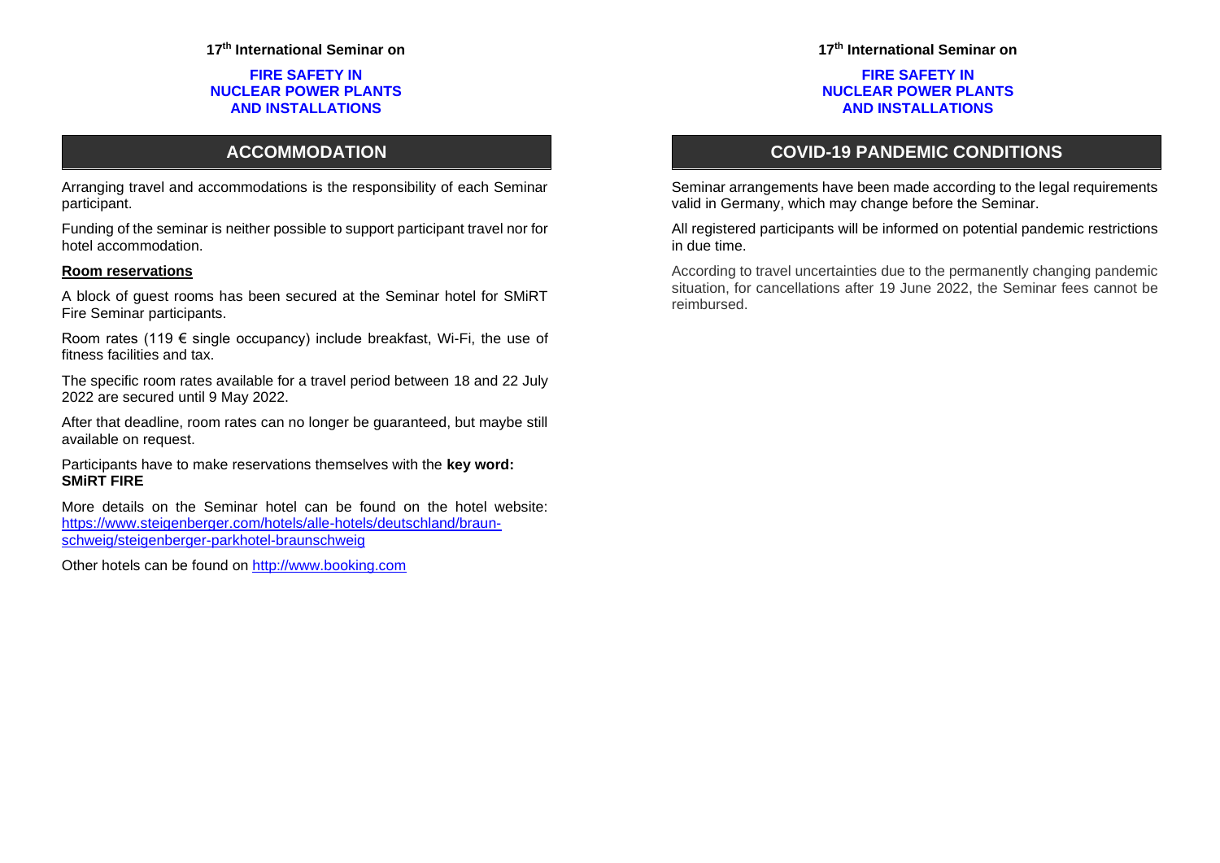## ACCOMMODATION

Arranging travel and accommodations is the responsibility of each Seminar participant.

Funding of the seminar is neither possible to support participant travel nor for hotel accommodation.

**Room reservations**

A block of guest rooms has been secured at the Seminar hotel for SMiRT Fire Seminar participants.

Room rates (119 € single occupancy) include breakfast, Wi-Fi, the use of fitness facilities and tax.

The specific room rates available for a travel period between 18 and 22 July 2022 are secured until 9 May 2022.

After that deadline, room rates can no longer be guaranteed, but maybe still available on request.

Participants have to make reservations themselves with the **key word: SMiRT FIRE**

More details on the Seminar hotel can be found on the hotel website: [https://www.steigenberger.com/hotels/alle-hotels/deutschland/braun-schweig/steigenberger-parkhotel-braunschweig](https://www.steigenberger.com/hotels/alle-hotels/deutschland/braunschweig/steigenberger-parkhotel-braunschweig)

Other hotels can be found on [http://www.booking.com](http://www.booking.com)

## COVID-19 PANDEMIC CONDITIONS

Seminar arrangements have been made according to the legal requirements valid in Germany, which may change before the Seminar.

All registered participants will be informed on potential pandemic restrictions in due time.

According to travel uncertainties due to the permanently changing pandemic situation, for cancellations after 19 June 2022, the Seminar fees cannot be reimbursed.